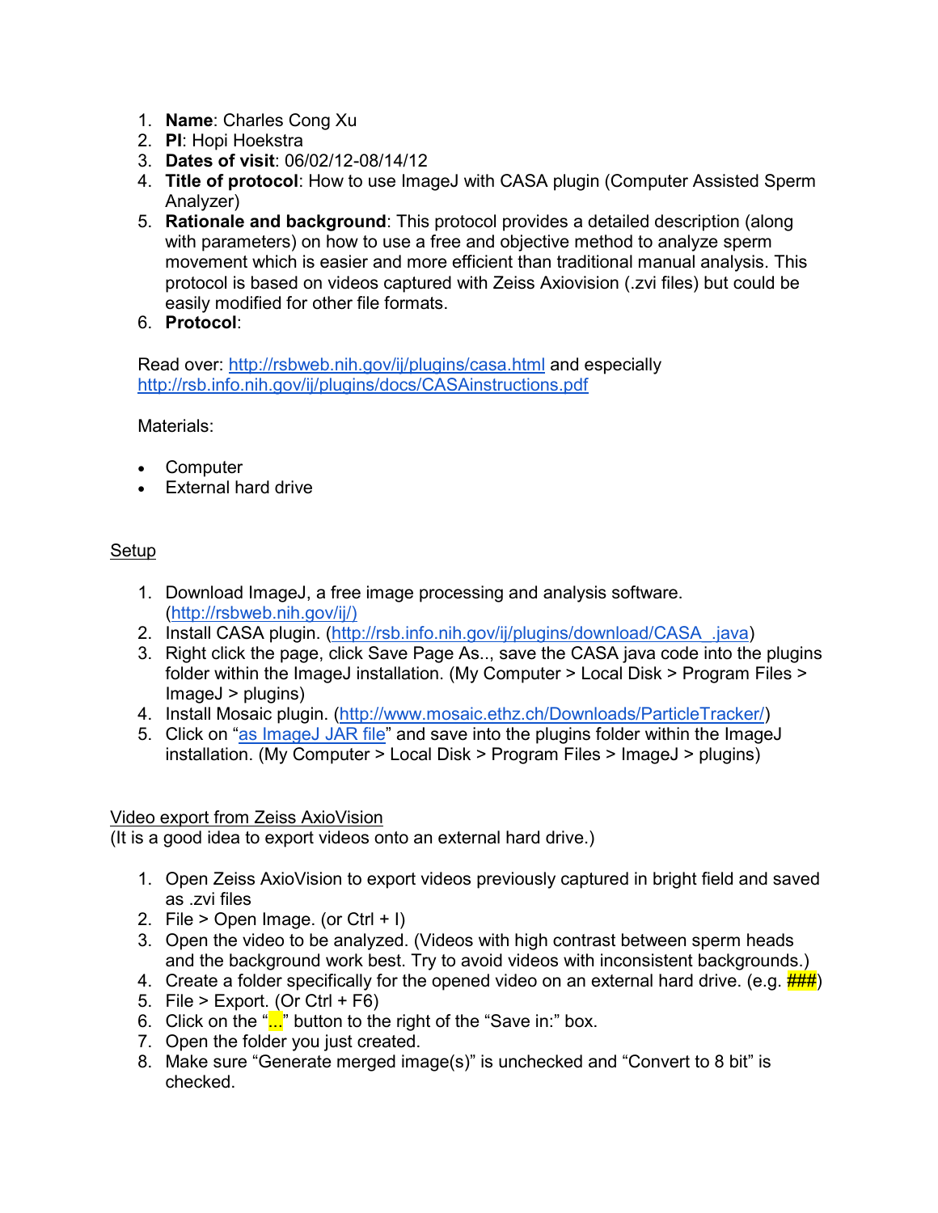1. **Name**: Charles Cong Xu
2. **PI**: Hopi Hoekstra
3. **Dates of visit**: 06/02/12-08/14/12
4. **Title of protocol**: How to use ImageJ with CASA plugin (Computer Assisted Sperm Analyzer)
5. **Rationale and background**: This protocol provides a detailed description (along with parameters) on how to use a free and objective method to analyze sperm movement which is easier and more efficient than traditional manual analysis. This protocol is based on videos captured with Zeiss Axiovision (.zvi files) but could be easily modified for other file formats.
6. **Protocol**:

Read over: http://rsbweb.nih.gov/ij/plugins/casa.html and especially http://rsb.info.nih.gov/ij/plugins/docs/CASAinstructions.pdf

Materials:

- Computer
- External hard drive

## Setup

1. Download ImageJ, a free image processing and analysis software. (http://rsbweb.nih.gov/ij/)
2. Install CASA plugin. (http://rsb.info.nih.gov/ij/plugins/download/CASA_.java)
3. Right click the page, click Save Page As.., save the CASA java code into the plugins folder within the ImageJ installation. (My Computer > Local Disk > Program Files > ImageJ > plugins)
4. Install Mosaic plugin. (http://www.mosaic.ethz.ch/Downloads/ParticleTracker/)
5. Click on "as ImageJ JAR file" and save into the plugins folder within the ImageJ installation. (My Computer > Local Disk > Program Files > ImageJ > plugins)

## Video export from Zeiss AxioVision

(It is a good idea to export videos onto an external hard drive.)

1. Open Zeiss AxioVision to export videos previously captured in bright field and saved as .zvi files
2. File > Open Image. (or Ctrl + I)
3. Open the video to be analyzed. (Videos with high contrast between sperm heads and the background work best. Try to avoid videos with inconsistent backgrounds.)
4. Create a folder specifically for the opened video on an external hard drive. (e.g. ###)
5. File > Export. (Or Ctrl + F6)
6. Click on the "..." button to the right of the "Save in:" box.
7. Open the folder you just created.
8. Make sure "Generate merged image(s)" is unchecked and "Convert to 8 bit" is checked.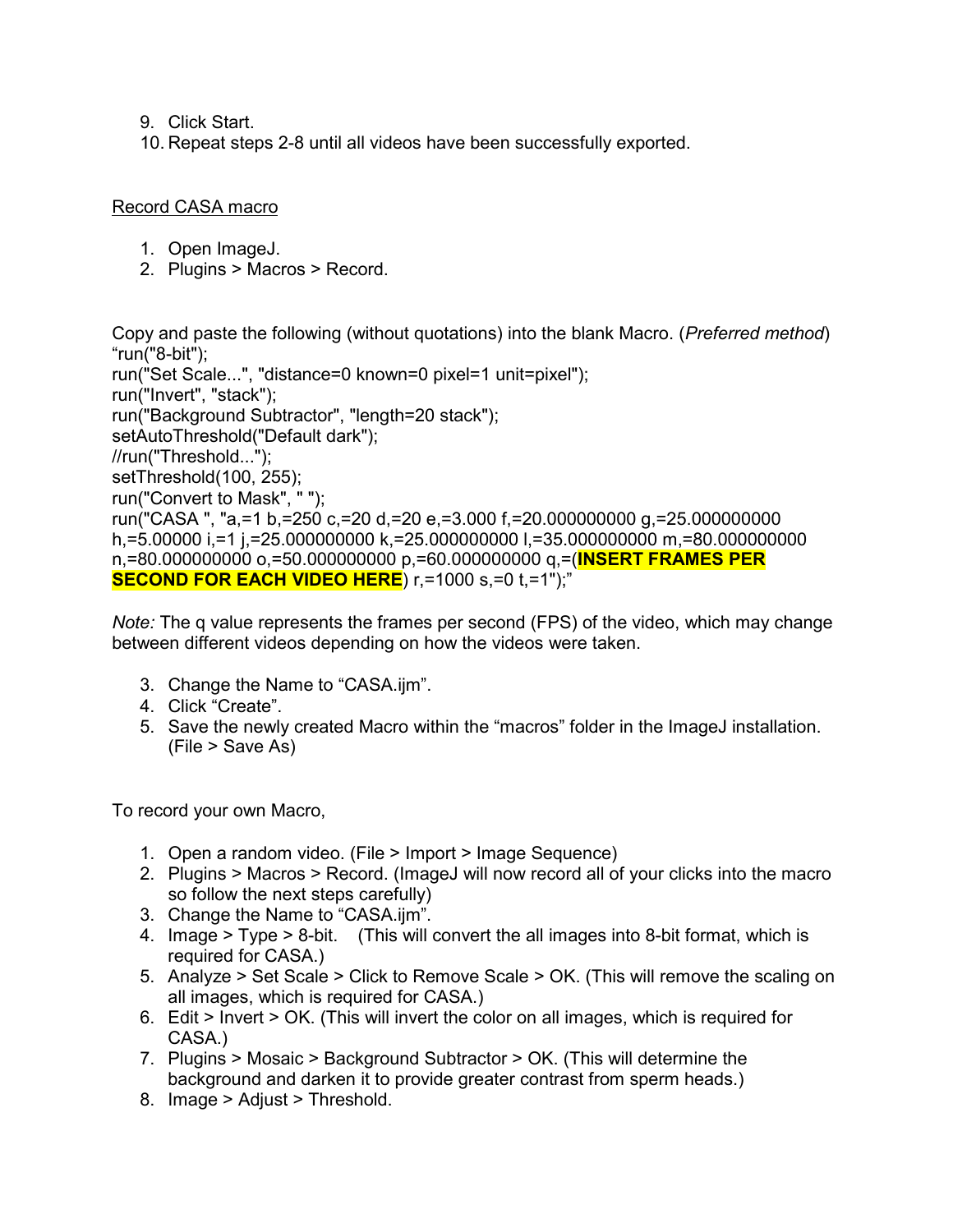9. Click Start.
10. Repeat steps 2-8 until all videos have been successfully exported.

<u>Record CASA macro</u>

1. Open ImageJ.
2. Plugins > Macros > Record.

Copy and paste the following (without quotations) into the blank Macro. (*Preferred method*)
```
“run("8-bit");
run("Set Scale...", "distance=0 known=0 pixel=1 unit=pixel");
run("Invert", "stack");
run("Background Subtractor", "length=20 stack");
setAutoThreshold("Default dark");
//run("Threshold...");
setThreshold(100, 255);
run("Convert to Mask", " ");
run("CASA ", "a,=1 b,=250 c,=20 d,=20 e,=3.000 f,=20.000000000 g,=25.000000000
h,=5.00000 i,=1 j,=25.000000000 k,=25.000000000 l,=35.000000000 m,=80.000000000
n,=80.000000000 o,=50.000000000 p,=60.000000000 q,=(INSERT FRAMES PER
SECOND FOR EACH VIDEO HERE) r,=1000 s,=0 t,=1");”
```

*Note:* The q value represents the frames per second (FPS) of the video, which may change between different videos depending on how the videos were taken.

3. Change the Name to “CASA.ijm”.
4. Click “Create”.
5. Save the newly created Macro within the “macros” folder in the ImageJ installation. (File > Save As)

To record your own Macro,

1. Open a random video. (File > Import > Image Sequence)
2. Plugins > Macros > Record. (ImageJ will now record all of your clicks into the macro so follow the next steps carefully)
3. Change the Name to “CASA.ijm”.
4. Image > Type > 8-bit. (This will convert the all images into 8-bit format, which is required for CASA.)
5. Analyze > Set Scale > Click to Remove Scale > OK. (This will remove the scaling on all images, which is required for CASA.)
6. Edit > Invert > OK. (This will invert the color on all images, which is required for CASA.)
7. Plugins > Mosaic > Background Subtractor > OK. (This will determine the background and darken it to provide greater contrast from sperm heads.)
8. Image > Adjust > Threshold.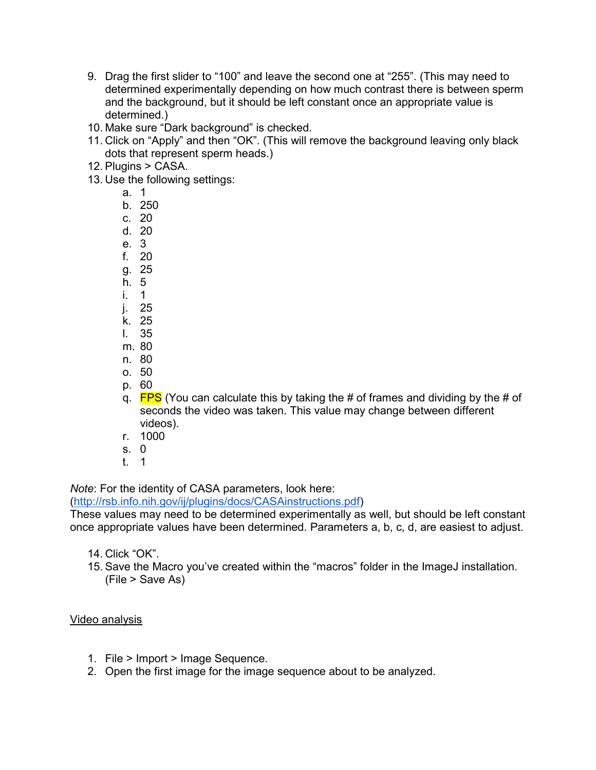9. Drag the first slider to "100" and leave the second one at "255". (This may need to determined experimentally depending on how much contrast there is between sperm and the background, but it should be left constant once an appropriate value is determined.)
10. Make sure "Dark background" is checked.
11. Click on "Apply" and then "OK". (This will remove the background leaving only black dots that represent sperm heads.)
12. Plugins > CASA.
13. Use the following settings:
    a. 1
    b. 250
    c. 20
    d. 20
    e. 3
    f. 20
    g. 25
    h. 5
    i. 1
    j. 25
    k. 25
    l. 35
    m. 80
    n. 80
    o. 50
    p. 60
    q. FPS (You can calculate this by taking the # of frames and dividing by the # of seconds the video was taken. This value may change between different videos).
    r. 1000
    s. 0
    t. 1

*Note*: For the identity of CASA parameters, look here: ([http://rsb.info.nih.gov/ij/plugins/docs/CASAinstructions.pdf](http://rsb.info.nih.gov/ij/plugins/docs/CASAinstructions.pdf))
These values may need to be determined experimentally as well, but should be left constant once appropriate values have been determined. Parameters a, b, c, d, are easiest to adjust.

14. Click "OK".
15. Save the Macro you've created within the "macros" folder in the ImageJ installation. (File > Save As)

<u>Video analysis</u>

1. File > Import > Image Sequence.
2. Open the first image for the image sequence about to be analyzed.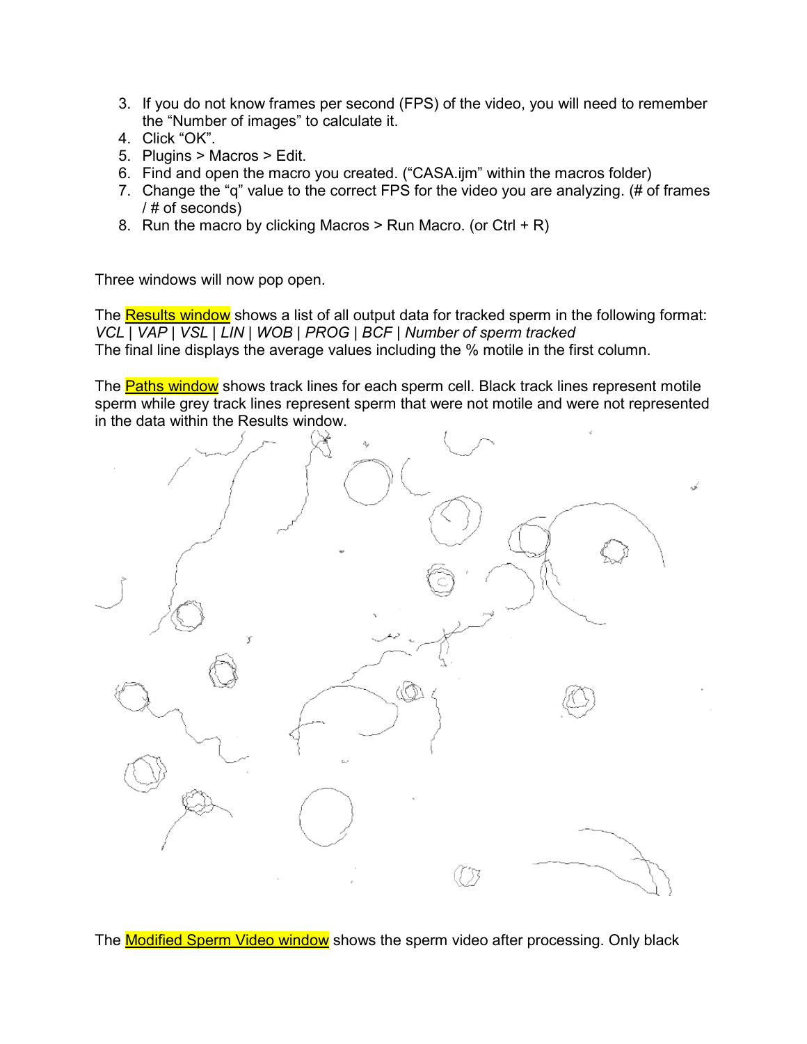3. If you do not know frames per second (FPS) of the video, you will need to remember the “Number of images” to calculate it.
4. Click “OK”.
5. Plugins > Macros > Edit.
6. Find and open the macro you created. (“CASA.ijm” within the macros folder)
7. Change the “q” value to the correct FPS for the video you are analyzing. (# of frames / # of seconds)
8. Run the macro by clicking Macros > Run Macro. (or Ctrl + R)

Three windows will now pop open.

The Results window shows a list of all output data for tracked sperm in the following format: *VCL | VAP | VSL | LIN | WOB | PROG | BCF | Number of sperm tracked*
The final line displays the average values including the % motile in the first column.

The Paths window shows track lines for each sperm cell. Black track lines represent motile sperm while grey track lines represent sperm that were not motile and were not represented in the data within the Results window.

The Modified Sperm Video window shows the sperm video after processing. Only black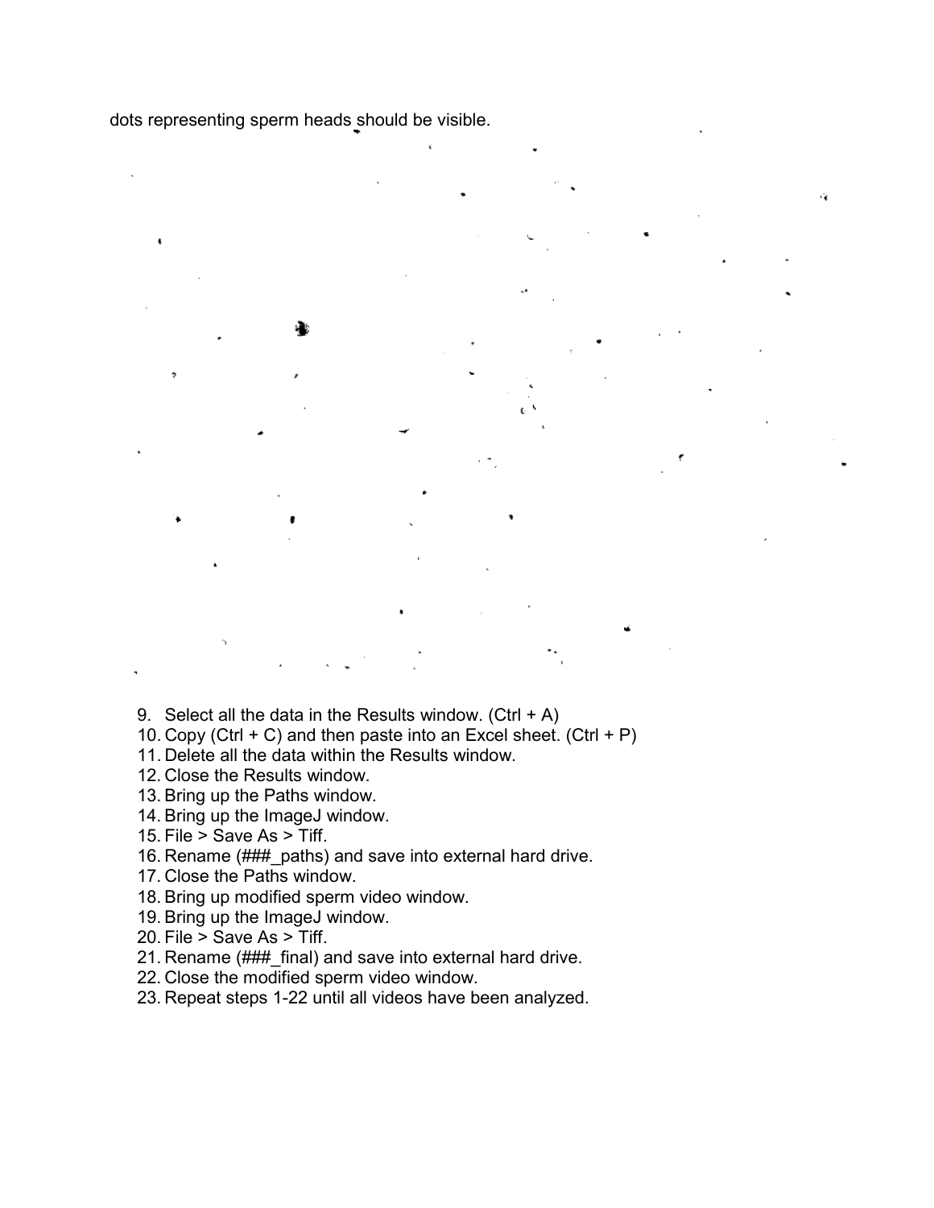dots representing sperm heads should be visible.

9. Select all the data in the Results window. (Ctrl + A)
10. Copy (Ctrl + C) and then paste into an Excel sheet. (Ctrl + P)
11. Delete all the data within the Results window.
12. Close the Results window.
13. Bring up the Paths window.
14. Bring up the ImageJ window.
15. File > Save As > Tiff.
16. Rename (###_paths) and save into external hard drive.
17. Close the Paths window.
18. Bring up modified sperm video window.
19. Bring up the ImageJ window.
20. File > Save As > Tiff.
21. Rename (###_final) and save into external hard drive.
22. Close the modified sperm video window.
23. Repeat steps 1-22 until all videos have been analyzed.